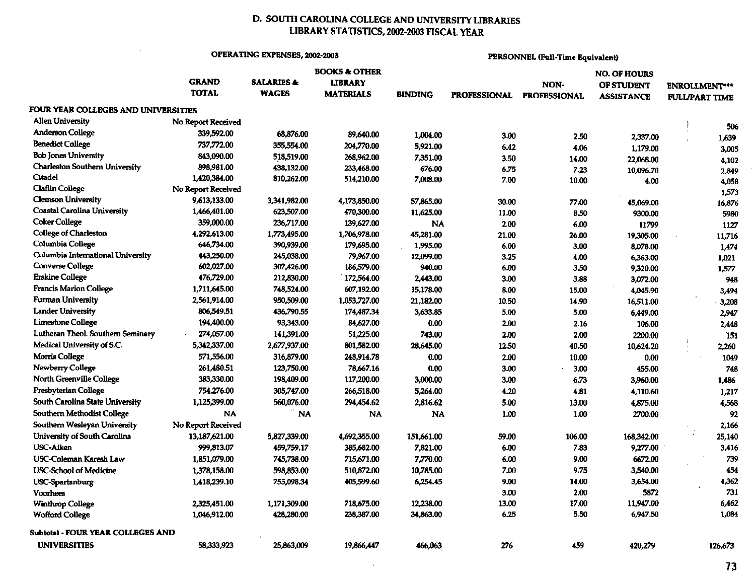## D. SOUTH CAROLINA COLLEGE AND UNIVERSITY LIBRARIES
## LIBRARY STATISTICS, 2002-2003 FISCAL YEAR

| | OPERATING EXPENSES, 2002-2003 | | | | PERSONNEL (Full-Time Equivalent) | | | |
|---|---|---|---|---|---|---|---|---|
| | GRAND TOTAL | SALARIES & WAGES | BOOKS & OTHER LIBRARY MATERIALS | BINDING | PROFESSIONAL | NON-PROFESSIONAL | NO. OF HOURS OF STUDENT ASSISTANCE | ENROLLMENT*** FULL/PART TIME |
| **FOUR YEAR COLLEGES AND UNIVERSITIES** | | | | | | | | |
| Allen University | No Report Received | | | | | | | 506 |
| Anderson College | 339,592.00 | 68,876.00 | 89,640.00 | 1,004.00 | 3.00 | 2.50 | 2,337.00 | 1,639 |
| Benedict College | 737,772.00 | 355,554.00 | 204,770.00 | 5,921.00 | 6.42 | 4.06 | 1,179.00 | 3,005 |
| Bob Jones University | 843,090.00 | 518,519.00 | 268,962.00 | 7,351.00 | 3.50 | 14.00 | 22,068.00 | 4,102 |
| Charleston Southern University | 898,981.00 | 438,132.00 | 233,468.00 | 676.00 | 6.75 | 7.23 | 10,096.70 | 2,849 |
| Citadel | 1,420,384.00 | 810,262.00 | 514,210.00 | 7,008.00 | 7.00 | 10.00 | 4.00 | 4,058 |
| Claflin College | No Report Received | | | | | | | 1,573 |
| Clemson University | 9,613,133.00 | 3,341,982.00 | 4,173,850.00 | 57,865.00 | 30.00 | 77.00 | 45,069.00 | 16,876 |
| Coastal Carolina University | 1,466,401.00 | 623,507.00 | 470,300.00 | 11,625.00 | 11.00 | 8.50 | 9300.00 | 5980 |
| Coker College | 359,000.00 | 236,717.00 | 139,627.00 | NA | 2.00 | 6.00 | 11799 | 1127 |
| College of Charleston | 4,292,613.00 | 1,773,495.00 | 1,706,978.00 | 45,281.00 | 21.00 | 26.00 | 19,305.00 | 11,716 |
| Columbia College | 646,734.00 | 390,939.00 | 179,695.00 | 1,995.00 | 6.00 | 3.00 | 8,078.00 | 1,474 |
| Columbia International University | 443,250.00 | 245,038.00 | 79,967.00 | 12,099.00 | 3.25 | 4.00 | 6,363.00 | 1,021 |
| Converse College | 602,027.00 | 307,426.00 | 186,579.00 | 940.00 | 6.00 | 3.50 | 9,320.00 | 1,577 |
| Erskine College | 476,729.00 | 212,830.00 | 172,564.00 | 2,443.00 | 3.00 | 3.88 | 3,072.00 | 948 |
| Francis Marion College | 1,711,645.00 | 748,524.00 | 607,192.00 | 15,178.00 | 8.00 | 15.00 | 4,045.90 | 3,494 |
| Furman University | 2,561,914.00 | 950,509.00 | 1,053,727.00 | 21,182.00 | 10.50 | 14.90 | 16,511.00 | 3,208 |
| Lander University | 806,549.51 | 436,790.55 | 174,487.34 | 3,633.85 | 5.00 | 5.00 | 6,449.00 | 2,947 |
| Limestone College | 194,400.00 | 93,343.00 | 84,627.00 | 0.00 | 2.00 | 2.16 | 106.00 | 2,448 |
| Lutheran Theol. Southern Seminary | 274,057.00 | 141,391.00 | 51,225.00 | 743.00 | 2.00 | 2.00 | 2200.00 | 151 |
| Medical University of S.C. | 5,342,337.00 | 2,677,937.00 | 801,582.00 | 28,645.00 | 12.50 | 40.50 | 10,624.20 | 2,260 |
| Morris College | 571,556.00 | 316,879.00 | 248,914.78 | 0.00 | 2.00 | 10.00 | 0.00 | 1049 |
| Newberry College | 261,480.51 | 123,750.00 | 78,667.16 | 0.00 | 3.00 | 3.00 | 455.00 | 748 |
| North Greenville College | 383,330.00 | 198,409.00 | 117,200.00 | 3,000.00 | 3.00 | 6.73 | 3,960.00 | 1,486 |
| Presbyterian College | 754,276.00 | 305,747.00 | 266,518.00 | 5,264.00 | 4.20 | 4.81 | 4,110.60 | 1,217 |
| South Carolina State University | 1,125,399.00 | 560,076.00 | 294,454.62 | 2,816.62 | 5.00 | 13.00 | 4,875.00 | 4,568 |
| Southern Methodist College | NA | NA | NA | NA | 1.00 | 1.00 | 2700.00 | 92 |
| Southern Wesleyan University | No Report Received | | | | | | | 2,166 |
| University of South Carolina | 13,187,621.00 | 5,827,339.00 | 4,692,355.00 | 151,661.00 | 59.00 | 106.00 | 168,342.00 | 25,140 |
| USC-Aiken | 999,813.07 | 459,759.17 | 385,682.00 | 7,821.00 | 6.00 | 7.83 | 9,277.00 | 3,416 |
| USC-Coleman Karesh Law | 1,851,079.00 | 745,738.00 | 715,671.00 | 7,770.00 | 6.00 | 9.00 | 6672.00 | 739 |
| USC-School of Medicine | 1,378,158.00 | 598,853.00 | 510,872.00 | 10,785.00 | 7.00 | 9.75 | 3,540.00 | 454 |
| USC-Spartanburg | 1,418,239.10 | 755,098.34 | 405,599.60 | 6,254.45 | 9.00 | 14.00 | 3,654.00 | 4,362 |
| Voorhees | | | | | 3.00 | 2.00 | 5872 | 731 |
| Winthrop College | 2,325,451.00 | 1,171,309.00 | 718,675.00 | 12,238.00 | 13.00 | 17.00 | 11,947.00 | 6,462 |
| Wofford College | 1,046,912.00 | 428,280.00 | 238,387.00 | 34,863.00 | 6.25 | 5.50 | 6,947.50 | 1,084 |
| **Subtotal - FOUR YEAR COLLEGES AND UNIVERSITIES** | 58,333,923 | 25,863,009 | 19,866,447 | 466,063 | 276 | 459 | 420,279 | 126,673 |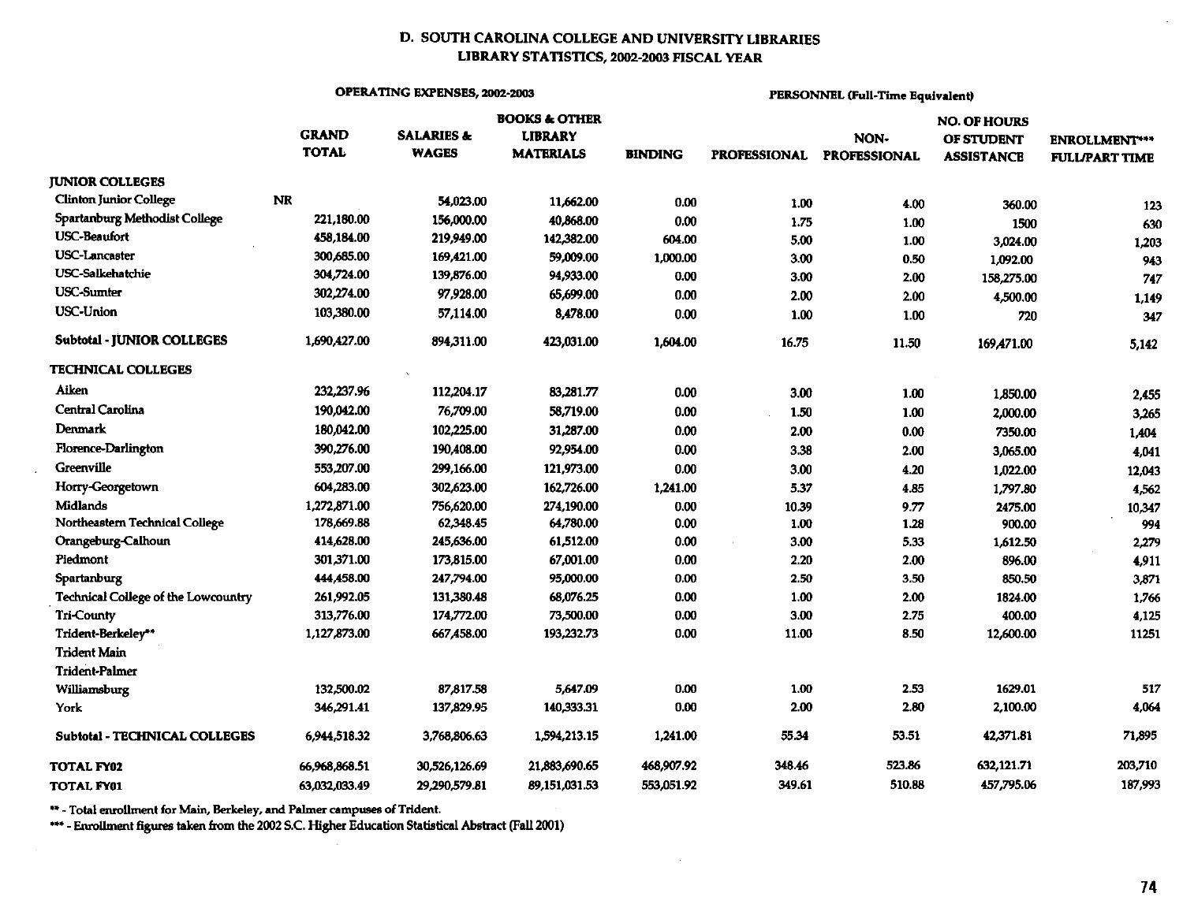## D. SOUTH CAROLINA COLLEGE AND UNIVERSITY LIBRARIES
### LIBRARY STATISTICS, 2002-2003 FISCAL YEAR

| | OPERATING EXPENSES, 2002-2003 | | | | PERSONNEL (Full-Time Equivalent) | | | |
|---|---|---|---|---|---|---|---|---|
| | GRAND TOTAL | SALARIES & WAGES | BOOKS & OTHER LIBRARY MATERIALS | BINDING | PROFESSIONAL | NON-PROFESSIONAL | NO. OF HOURS OF STUDENT ASSISTANCE | ENROLLMENT*** FULL/PART TIME |
| **JUNIOR COLLEGES** | | | | | | | | |
| Clinton Junior College | NR | 54,023.00 | 11,662.00 | 0.00 | 1.00 | 4.00 | 360.00 | 123 |
| Spartanburg Methodist College | 221,180.00 | 156,000.00 | 40,868.00 | 0.00 | 1.75 | 1.00 | 1500 | 630 |
| USC-Beaufort | 458,184.00 | 219,949.00 | 142,382.00 | 604.00 | 5.00 | 1.00 | 3,024.00 | 1,203 |
| USC-Lancaster | 300,685.00 | 169,421.00 | 59,009.00 | 1,000.00 | 3.00 | 0.50 | 1,092.00 | 943 |
| USC-Salkehatchie | 304,724.00 | 139,876.00 | 94,933.00 | 0.00 | 3.00 | 2.00 | 158,275.00 | 747 |
| USC-Sumter | 302,274.00 | 97,928.00 | 65,699.00 | 0.00 | 2.00 | 2.00 | 4,500.00 | 1,149 |
| USC-Union | 103,380.00 | 57,114.00 | 8,478.00 | 0.00 | 1.00 | 1.00 | 720 | 347 |
| **Subtotal - JUNIOR COLLEGES** | 1,690,427.00 | 894,311.00 | 423,031.00 | 1,604.00 | 16.75 | 11.50 | 169,471.00 | 5,142 |
| **TECHNICAL COLLEGES** | | | | | | | | |
| Aiken | 232,237.96 | 112,204.17 | 83,281.77 | 0.00 | 3.00 | 1.00 | 1,850.00 | 2,455 |
| Central Carolina | 190,042.00 | 76,709.00 | 58,719.00 | 0.00 | 1.50 | 1.00 | 2,000.00 | 3,265 |
| Denmark | 180,042.00 | 102,225.00 | 31,287.00 | 0.00 | 2.00 | 0.00 | 7350.00 | 1,404 |
| Florence-Darlington | 390,276.00 | 190,408.00 | 92,954.00 | 0.00 | 3.38 | 2.00 | 3,065.00 | 4,041 |
| Greenville | 553,207.00 | 299,166.00 | 121,973.00 | 0.00 | 3.00 | 4.20 | 1,022.00 | 12,043 |
| Horry-Georgetown | 604,283.00 | 302,623.00 | 162,726.00 | 1,241.00 | 5.37 | 4.85 | 1,797.80 | 4,562 |
| Midlands | 1,272,871.00 | 756,620.00 | 274,190.00 | 0.00 | 10.39 | 9.77 | 2475.00 | 10,347 |
| Northeastern Technical College | 178,669.88 | 62,348.45 | 64,780.00 | 0.00 | 1.00 | 1.28 | 900.00 | 994 |
| Orangeburg-Calhoun | 414,628.00 | 245,636.00 | 61,512.00 | 0.00 | 3.00 | 5.33 | 1,612.50 | 2,279 |
| Piedmont | 301,371.00 | 173,815.00 | 67,001.00 | 0.00 | 2.20 | 2.00 | 896.00 | 4,911 |
| Spartanburg | 444,458.00 | 247,794.00 | 95,000.00 | 0.00 | 2.50 | 3.50 | 850.50 | 3,871 |
| Technical College of the Lowcountry | 261,992.05 | 131,380.48 | 68,076.25 | 0.00 | 1.00 | 2.00 | 1824.00 | 1,766 |
| Tri-County | 313,776.00 | 174,772.00 | 73,500.00 | 0.00 | 3.00 | 2.75 | 400.00 | 4,125 |
| Trident-Berkeley** | 1,127,873.00 | 667,458.00 | 193,232.73 | 0.00 | 11.00 | 8.50 | 12,600.00 | 11251 |
| Trident Main | | | | | | | | |
| Trident-Palmer | | | | | | | | |
| Williamsburg | 132,500.02 | 87,817.58 | 5,647.09 | 0.00 | 1.00 | 2.53 | 1629.01 | 517 |
| York | 346,291.41 | 137,829.95 | 140,333.31 | 0.00 | 2.00 | 2.80 | 2,100.00 | 4,064 |
| **Subtotal - TECHNICAL COLLEGES** | 6,944,518.32 | 3,768,806.63 | 1,594,213.15 | 1,241.00 | 55.34 | 53.51 | 42,371.81 | 71,895 |
| **TOTAL FY02** | 66,968,868.51 | 30,526,126.69 | 21,883,690.65 | 468,907.92 | 348.46 | 523.86 | 632,121.71 | 203,710 |
| **TOTAL FY01** | 63,032,033.49 | 29,290,579.81 | 89,151,031.53 | 553,051.92 | 349.61 | 510.88 | 457,795.06 | 187,993 |

** - Total enrollment for Main, Berkeley, and Palmer campuses of Trident.

*** - Enrollment figures taken from the 2002 S.C. Higher Education Statistical Abstract (Fall 2001)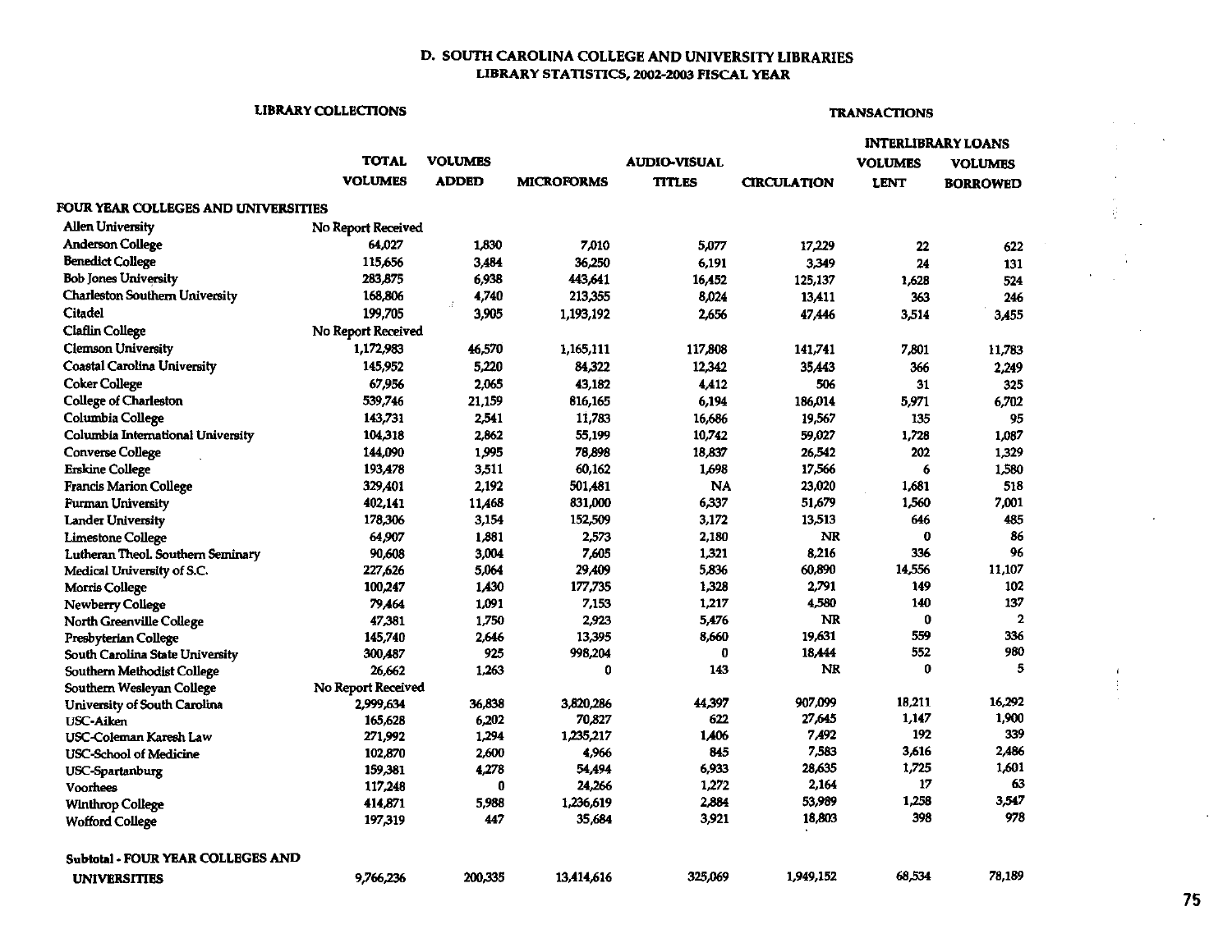## D. SOUTH CAROLINA COLLEGE AND UNIVERSITY LIBRARIES

### LIBRARY STATISTICS, 2002-2003 FISCAL YEAR

| | LIBRARY COLLECTIONS | | | | TRANSACTIONS | | |
|---|---|---|---|---|---|---|---|
| | | | | | | INTERLIBRARY LOANS | |
| | TOTAL VOLUMES | VOLUMES ADDED | MICROFORMS | AUDIO-VISUAL TITLES | CIRCULATION | VOLUMES LENT | VOLUMES BORROWED |
| **FOUR YEAR COLLEGES AND UNIVERSITIES** | | | | | | | |
| Allen University | No Report Received | | | | | | |
| Anderson College | 64,027 | 1,830 | 7,010 | 5,077 | 17,229 | 22 | 622 |
| Benedict College | 115,656 | 3,484 | 36,250 | 6,191 | 3,349 | 24 | 131 |
| Bob Jones University | 283,875 | 6,938 | 443,641 | 16,452 | 125,137 | 1,628 | 524 |
| Charleston Southern University | 168,806 | 4,740 | 213,355 | 8,024 | 13,411 | 363 | 246 |
| Citadel | 199,705 | 3,905 | 1,193,192 | 2,656 | 47,446 | 3,514 | 3,455 |
| Claflin College | No Report Received | | | | | | |
| Clemson University | 1,172,983 | 46,570 | 1,165,111 | 117,808 | 141,741 | 7,801 | 11,783 |
| Coastal Carolina University | 145,952 | 5,220 | 84,322 | 12,342 | 35,443 | 366 | 2,249 |
| Coker College | 67,956 | 2,065 | 43,182 | 4,412 | 506 | 31 | 325 |
| College of Charleston | 539,746 | 21,159 | 816,165 | 6,194 | 186,014 | 5,971 | 6,702 |
| Columbia College | 143,731 | 2,541 | 11,783 | 16,686 | 19,567 | 135 | 95 |
| Columbia International University | 104,318 | 2,862 | 55,199 | 10,742 | 59,027 | 1,728 | 1,087 |
| Converse College | 144,090 | 1,995 | 78,898 | 18,837 | 26,542 | 202 | 1,329 |
| Erskine College | 193,478 | 3,511 | 60,162 | 1,698 | 17,566 | 6 | 1,580 |
| Francis Marion College | 329,401 | 2,192 | 501,481 | NA | 23,020 | 1,681 | 518 |
| Furman University | 402,141 | 11,468 | 831,000 | 6,337 | 51,679 | 1,560 | 7,001 |
| Lander University | 178,306 | 3,154 | 152,509 | 3,172 | 13,513 | 646 | 485 |
| Limestone College | 64,907 | 1,881 | 2,573 | 2,180 | NR | 0 | 86 |
| Lutheran Theol. Southern Seminary | 90,608 | 3,004 | 7,605 | 1,321 | 8,216 | 336 | 96 |
| Medical University of S.C. | 227,626 | 5,064 | 29,409 | 5,836 | 60,890 | 14,556 | 11,107 |
| Morris College | 100,247 | 1,430 | 177,735 | 1,328 | 2,791 | 149 | 102 |
| Newberry College | 79,464 | 1,091 | 7,153 | 1,217 | 4,580 | 140 | 137 |
| North Greenville College | 47,381 | 1,750 | 2,923 | 5,476 | NR | 0 | 2 |
| Presbyterian College | 145,740 | 2,646 | 13,395 | 8,660 | 19,631 | 559 | 336 |
| South Carolina State University | 300,487 | 925 | 998,204 | 0 | 18,444 | 552 | 980 |
| Southern Methodist College | 26,662 | 1,263 | 0 | 143 | NR | 0 | 5 |
| Southern Wesleyan College | No Report Received | | | | | | |
| University of South Carolina | 2,999,634 | 36,838 | 3,820,286 | 44,397 | 907,099 | 18,211 | 16,292 |
| USC-Aiken | 165,628 | 6,202 | 70,827 | 622 | 27,645 | 1,147 | 1,900 |
| USC-Coleman Karesh Law | 271,992 | 1,294 | 1,235,217 | 1,406 | 7,492 | 192 | 339 |
| USC-School of Medicine | 102,870 | 2,600 | 4,966 | 845 | 7,583 | 3,616 | 2,486 |
| USC-Spartanburg | 159,381 | 4,278 | 54,494 | 6,933 | 28,635 | 1,725 | 1,601 |
| Voorhees | 117,248 | 0 | 24,266 | 1,272 | 2,164 | 17 | 63 |
| Winthrop College | 414,871 | 5,988 | 1,236,619 | 2,884 | 53,989 | 1,258 | 3,547 |
| Wofford College | 197,319 | 447 | 35,684 | 3,921 | 18,803 | 398 | 978 |
| **Subtotal - FOUR YEAR COLLEGES AND UNIVERSITIES** | 9,766,236 | 200,335 | 13,414,616 | 325,069 | 1,949,152 | 68,534 | 78,189 |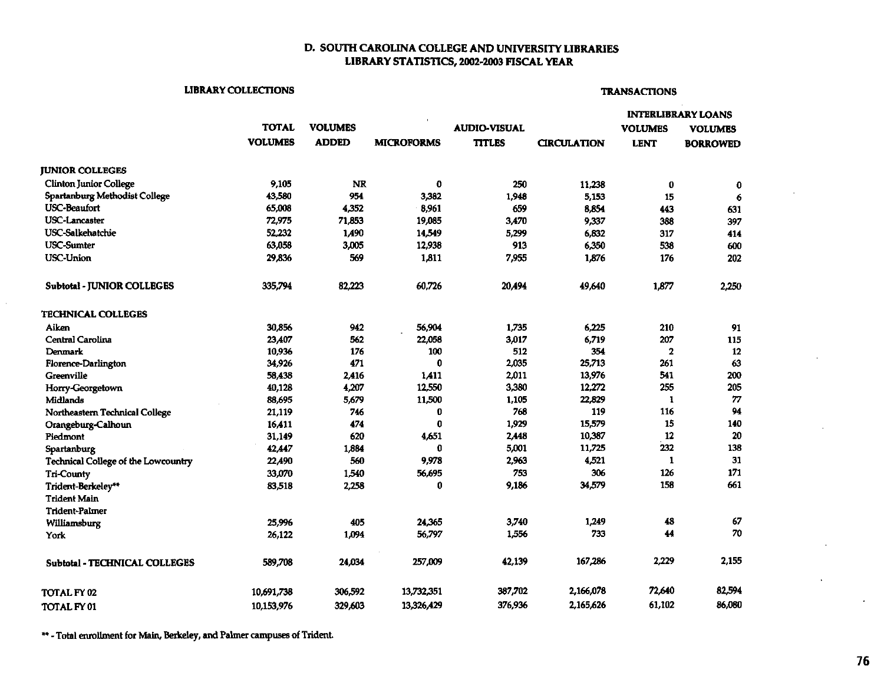## D. SOUTH CAROLINA COLLEGE AND UNIVERSITY LIBRARIES
## LIBRARY STATISTICS, 2002-2003 FISCAL YEAR

| | LIBRARY COLLECTIONS | | | | TRANSACTIONS | | |
|---|---|---|---|---|---|---|---|
| | | | | | | INTERLIBRARY LOANS | |
| | TOTAL VOLUMES | VOLUMES ADDED | MICROFORMS | AUDIO-VISUAL TITLES | CIRCULATION | VOLUMES LENT | VOLUMES BORROWED |
| **JUNIOR COLLEGES** | | | | | | | |
| Clinton Junior College | 9,105 | NR | 0 | 250 | 11,238 | 0 | 0 |
| Spartanburg Methodist College | 43,580 | 954 | 3,382 | 1,948 | 5,153 | 15 | 6 |
| USC-Beaufort | 65,008 | 4,352 | 8,961 | 659 | 8,854 | 443 | 631 |
| USC-Lancaster | 72,975 | 71,853 | 19,085 | 3,470 | 9,337 | 388 | 397 |
| USC-Salkehatchie | 52,232 | 1,490 | 14,549 | 5,299 | 6,832 | 317 | 414 |
| USC-Sumter | 63,058 | 3,005 | 12,938 | 913 | 6,350 | 538 | 600 |
| USC-Union | 29,836 | 569 | 1,811 | 7,955 | 1,876 | 176 | 202 |
| **Subtotal - JUNIOR COLLEGES** | 335,794 | 82,223 | 60,726 | 20,494 | 49,640 | 1,877 | 2,250 |
| **TECHNICAL COLLEGES** | | | | | | | |
| Aiken | 30,856 | 942 | 56,904 | 1,735 | 6,225 | 210 | 91 |
| Central Carolina | 23,407 | 562 | 22,058 | 3,017 | 6,719 | 207 | 115 |
| Denmark | 10,936 | 176 | 100 | 512 | 354 | 2 | 12 |
| Florence-Darlington | 34,926 | 471 | 0 | 2,035 | 25,713 | 261 | 63 |
| Greenville | 58,438 | 2,416 | 1,411 | 2,011 | 13,976 | 541 | 200 |
| Horry-Georgetown | 40,128 | 4,207 | 12,550 | 3,380 | 12,272 | 255 | 205 |
| Midlands | 88,695 | 5,679 | 11,500 | 1,105 | 22,829 | 1 | 77 |
| Northeastern Technical College | 21,119 | 746 | 0 | 768 | 119 | 116 | 94 |
| Orangeburg-Calhoun | 16,411 | 474 | 0 | 1,929 | 15,579 | 15 | 140 |
| Piedmont | 31,149 | 620 | 4,651 | 2,448 | 10,387 | 12 | 20 |
| Spartanburg | 42,447 | 1,884 | 0 | 5,001 | 11,725 | 232 | 138 |
| Technical College of the Lowcountry | 22,490 | 560 | 9,978 | 2,963 | 4,521 | 1 | 31 |
| Tri-County | 33,070 | 1,540 | 56,695 | 753 | 306 | 126 | 171 |
| Trident-Berkeley** | 83,518 | 2,258 | 0 | 9,186 | 34,579 | 158 | 661 |
| Trident Main | | | | | | | |
| Trident-Palmer | | | | | | | |
| Williamsburg | 25,996 | 405 | 24,365 | 3,740 | 1,249 | 48 | 67 |
| York | 26,122 | 1,094 | 56,797 | 1,556 | 733 | 44 | 70 |
| **Subtotal - TECHNICAL COLLEGES** | 589,708 | 24,034 | 257,009 | 42,139 | 167,286 | 2,229 | 2,155 |
| TOTAL FY 02 | 10,691,738 | 306,592 | 13,732,351 | 387,702 | 2,166,078 | 72,640 | 82,594 |
| TOTAL FY 01 | 10,153,976 | 329,603 | 13,326,429 | 376,936 | 2,165,626 | 61,102 | 86,080 |

** - Total enrollment for Main, Berkeley, and Palmer campuses of Trident.